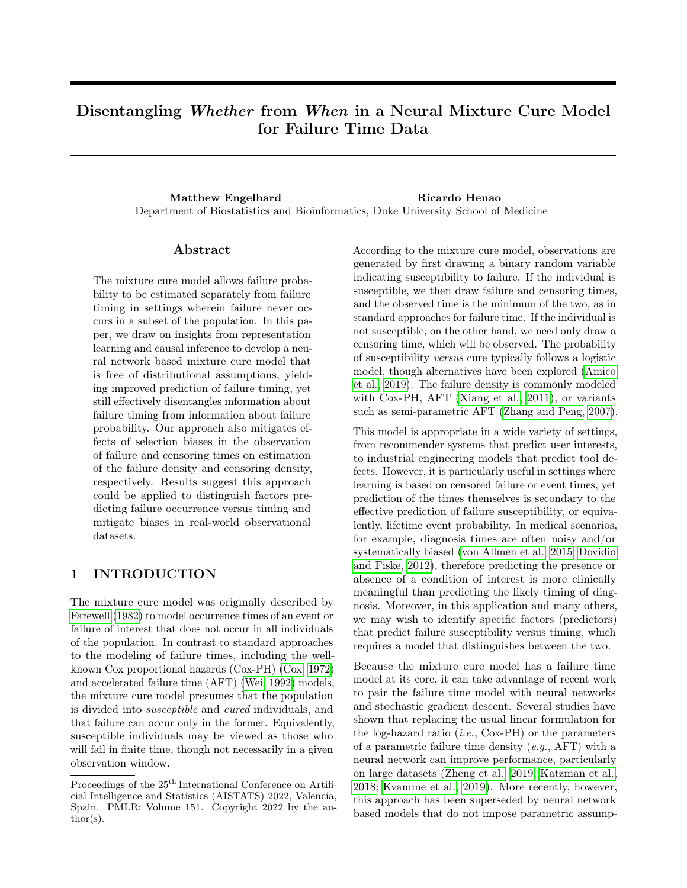# Disentangling *Whether* from *When* in a Neural Mixture Cure Model for Failure Time Data

**Matthew Engelhard** **Ricardo Henao**

Department of Biostatistics and Bioinformatics, Duke University School of Medicine

## Abstract

The mixture cure model allows failure probability to be estimated separately from failure timing in settings wherein failure never occurs in a subset of the population. In this paper, we draw on insights from representation learning and causal inference to develop a neural network based mixture cure model that is free of distributional assumptions, yielding improved prediction of failure timing, yet still effectively disentangles information about failure timing from information about failure probability. Our approach also mitigates effects of selection biases in the observation of failure and censoring times on estimation of the failure density and censoring density, respectively. Results suggest this approach could be applied to distinguish factors predicting failure occurrence versus timing and mitigate biases in real-world observational datasets.

## 1 INTRODUCTION

The mixture cure model was originally described by Farewell (1982) to model occurrence times of an event or failure of interest that does not occur in all individuals of the population. In contrast to standard approaches to the modeling of failure times, including the well-known Cox proportional hazards (Cox-PH) (Cox, 1972) and accelerated failure time (AFT) (Wei, 1992) models, the mixture cure model presumes that the population is divided into *susceptible* and *cured* individuals, and that failure can occur only in the former. Equivalently, susceptible individuals may be viewed as those who will fail in finite time, though not necessarily in a given observation window.

According to the mixture cure model, observations are generated by first drawing a binary random variable indicating susceptibility to failure. If the individual is susceptible, we then draw failure and censoring times, and the observed time is the minimum of the two, as in standard approaches for failure time. If the individual is not susceptible, on the other hand, we need only draw a censoring time, which will be observed. The probability of susceptibility *versus* cure typically follows a logistic model, though alternatives have been explored (Amico et al., 2019). The failure density is commonly modeled with Cox-PH, AFT (Xiang et al., 2011), or variants such as semi-parametric AFT (Zhang and Peng, 2007).

This model is appropriate in a wide variety of settings, from recommender systems that predict user interests, to industrial engineering models that predict tool defects. However, it is particularly useful in settings where learning is based on censored failure or event times, yet prediction of the times themselves is secondary to the effective prediction of failure susceptibility, or equivalently, lifetime event probability. In medical scenarios, for example, diagnosis times are often noisy and/or systematically biased (von Allmen et al., 2015; Dovidio and Fiske, 2012), therefore predicting the presence or absence of a condition of interest is more clinically meaningful than predicting the likely timing of diagnosis. Moreover, in this application and many others, we may wish to identify specific factors (predictors) that predict failure susceptibility versus timing, which requires a model that distinguishes between the two.

Because the mixture cure model has a failure time model at its core, it can take advantage of recent work to pair the failure time model with neural networks and stochastic gradient descent. Several studies have shown that replacing the usual linear formulation for the log-hazard ratio (*i.e.*, Cox-PH) or the parameters of a parametric failure time density (*e.g.*, AFT) with a neural network can improve performance, particularly on large datasets (Zheng et al., 2019; Katzman et al., 2018; Kvamme et al., 2019). More recently, however, this approach has been superseded by neural network based models that do not impose parametric assump-

---

Proceedings of the 25[th] International Conference on Artificial Intelligence and Statistics (AISTATS) 2022, Valencia, Spain. PMLR: Volume 151. Copyright 2022 by the author(s).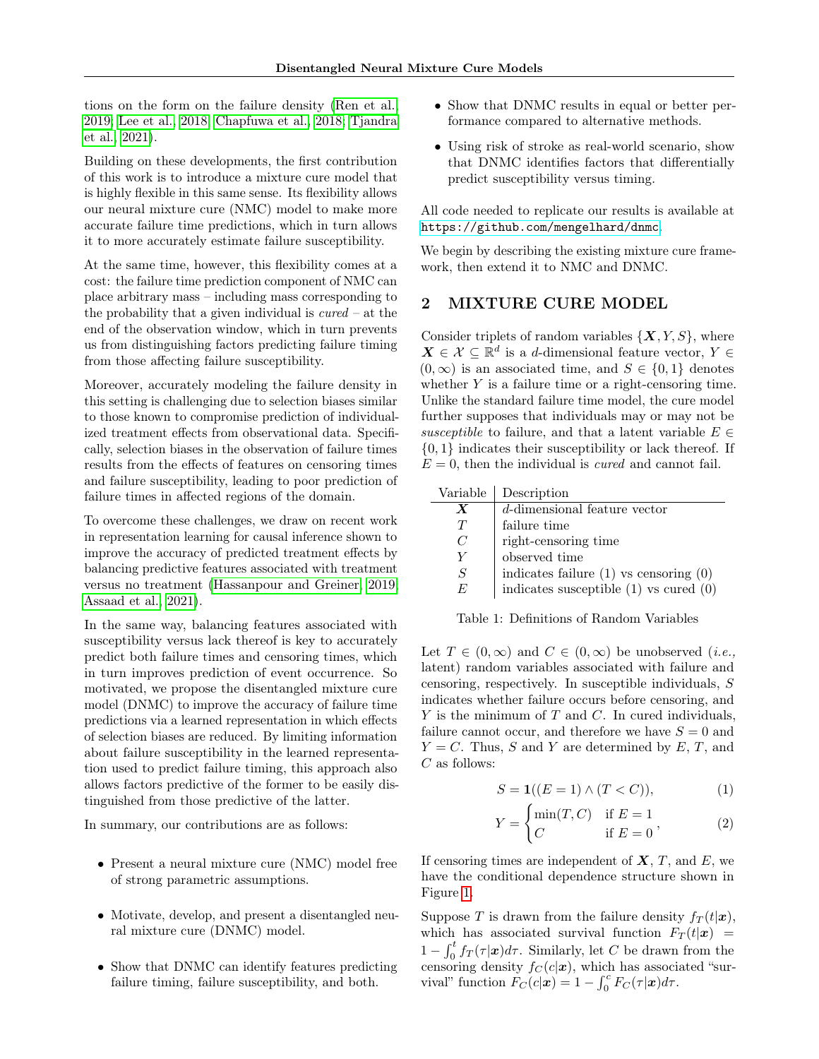tions on the form on the failure density (Ren et al., 2019; Lee et al., 2018; Chapfuwa et al., 2018; Tjandra et al., 2021).

Building on these developments, the first contribution of this work is to introduce a mixture cure model that is highly flexible in this same sense. Its flexibility allows our neural mixture cure (NMC) model to make more accurate failure time predictions, which in turn allows it to more accurately estimate failure susceptibility.

At the same time, however, this flexibility comes at a cost: the failure time prediction component of NMC can place arbitrary mass – including mass corresponding to the probability that a given individual is *cured* – at the end of the observation window, which in turn prevents us from distinguishing factors predicting failure timing from those affecting failure susceptibility.

Moreover, accurately modeling the failure density in this setting is challenging due to selection biases similar to those known to compromise prediction of individualized treatment effects from observational data. Specifically, selection biases in the observation of failure times results from the effects of features on censoring times and failure susceptibility, leading to poor prediction of failure times in affected regions of the domain.

To overcome these challenges, we draw on recent work in representation learning for causal inference shown to improve the accuracy of predicted treatment effects by balancing predictive features associated with treatment versus no treatment (Hassanpour and Greiner, 2019; Assaad et al., 2021).

In the same way, balancing features associated with susceptibility versus lack thereof is key to accurately predict both failure times and censoring times, which in turn improves prediction of event occurrence. So motivated, we propose the disentangled mixture cure model (DNMC) to improve the accuracy of failure time predictions via a learned representation in which effects of selection biases are reduced. By limiting information about failure susceptibility in the learned representation used to predict failure timing, this approach also allows factors predictive of the former to be easily distinguished from those predictive of the latter.

In summary, our contributions are as follows:

- Present a neural mixture cure (NMC) model free of strong parametric assumptions.
- Motivate, develop, and present a disentangled neural mixture cure (DNMC) model.
- Show that DNMC can identify features predicting failure timing, failure susceptibility, and both.
- Show that DNMC results in equal or better performance compared to alternative methods.
- Using risk of stroke as real-world scenario, show that DNMC identifies factors that differentially predict susceptibility versus timing.

All code needed to replicate our results is available at https://github.com/mengelhard/dnmc.

We begin by describing the existing mixture cure framework, then extend it to NMC and DNMC.

## 2 MIXTURE CURE MODEL

Consider triplets of random variables $\{\boldsymbol{X}, Y, S\}$, where $\boldsymbol{X} \in \mathcal{X} \subseteq \mathbb{R}^d$ is a $d$-dimensional feature vector, $Y \in (0, \infty)$ is an associated time, and $S \in \{0, 1\}$ denotes whether $Y$ is a failure time or a right-censoring time. Unlike the standard failure time model, the cure model further supposes that individuals may or may not be *susceptible* to failure, and that a latent variable $E \in \{0, 1\}$ indicates their susceptibility or lack thereof. If $E = 0$, then the individual is *cured* and cannot fail.

| Variable | Description |
|---|---|
| $\boldsymbol{X}$ | $d$-dimensional feature vector |
| $T$ | failure time |
| $C$ | right-censoring time |
| $Y$ | observed time |
| $S$ | indicates failure (1) vs censoring (0) |
| $E$ | indicates susceptible (1) vs cured (0) |

Table 1: Definitions of Random Variables

Let $T \in (0, \infty)$ and $C \in (0, \infty)$ be unobserved (*i.e.,* latent) random variables associated with failure and censoring, respectively. In susceptible individuals, $S$ indicates whether failure occurs before censoring, and $Y$ is the minimum of $T$ and $C$. In cured individuals, failure cannot occur, and therefore we have $S = 0$ and $Y = C$. Thus, $S$ and $Y$ are determined by $E$, $T$, and $C$ as follows:

$$S = \mathbf{1}((E = 1) \wedge (T < C)), \tag{1}$$

$$Y = \begin{cases} \min(T, C) & \text{if } E = 1 \\ C & \text{if } E = 0 \end{cases}, \tag{2}$$

If censoring times are independent of $\boldsymbol{X}$, $T$, and $E$, we have the conditional dependence structure shown in Figure 1.

Suppose $T$ is drawn from the failure density $f_T(t|\boldsymbol{x})$, which has associated survival function $F_T(t|\boldsymbol{x}) = 1 - \int_0^t f_T(\tau|\boldsymbol{x})d\tau$. Similarly, let $C$ be drawn from the censoring density $f_C(c|\boldsymbol{x})$, which has associated "survival" function $F_C(c|\boldsymbol{x}) = 1 - \int_0^c F_C(\tau|\boldsymbol{x})d\tau$.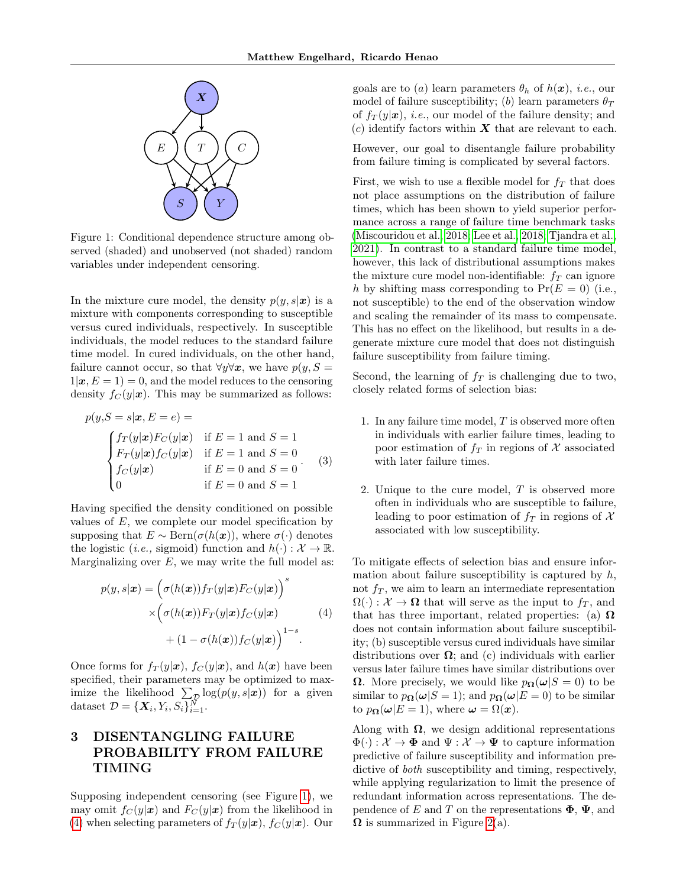Figure 1: Conditional dependence structure among observed (shaded) and unobserved (not shaded) random variables under independent censoring.

In the mixture cure model, the density $p(y, s|\boldsymbol{x})$ is a mixture with components corresponding to susceptible versus cured individuals, respectively. In susceptible individuals, the model reduces to the standard failure time model. In cured individuals, on the other hand, failure cannot occur, so that $\forall y \forall \boldsymbol{x}$, we have $p(y, S = 1|\boldsymbol{x}, E = 1) = 0$, and the model reduces to the censoring density $f_C(y|\boldsymbol{x})$. This may be summarized as follows:

$$
p(y, S = s|\boldsymbol{x}, E = e) =
\begin{cases}
f_T(y|\boldsymbol{x})F_C(y|\boldsymbol{x}) & \text{if } E = 1 \text{ and } S = 1 \\
F_T(y|\boldsymbol{x})f_C(y|\boldsymbol{x}) & \text{if } E = 1 \text{ and } S = 0 \\
f_C(y|\boldsymbol{x}) & \text{if } E = 0 \text{ and } S = 0 \\
0 & \text{if } E = 0 \text{ and } S = 1
\end{cases}. \quad (3)
$$

Having specified the density conditioned on possible values of $E$, we complete our model specification by supposing that $E \sim \text{Bern}(\sigma(h(\boldsymbol{x}))$, where $\sigma(\cdot)$ denotes the logistic (*i.e.,* sigmoid) function and $h(\cdot) : \mathcal{X} \to \mathbb{R}$. Marginalizing over $E$, we may write the full model as:

$$
\begin{aligned}
p(y, s|\boldsymbol{x}) = &\Big(\sigma(h(\boldsymbol{x}))f_T(y|\boldsymbol{x})F_C(y|\boldsymbol{x})\Big)^s \\
&\times\Big(\sigma(h(\boldsymbol{x}))F_T(y|\boldsymbol{x})f_C(y|\boldsymbol{x}) \\
&\quad + (1 - \sigma(h(\boldsymbol{x}))f_C(y|\boldsymbol{x})\Big)^{1-s}.
\end{aligned} \quad (4)
$$

Once forms for $f_T(y|\boldsymbol{x})$, $f_C(y|\boldsymbol{x})$, and $h(\boldsymbol{x})$ have been specified, their parameters may be optimized to maximize the likelihood $\sum_{\mathcal{D}} \log(p(y, s|\boldsymbol{x}))$ for a given dataset $\mathcal{D} = \{\boldsymbol{X}_i, Y_i, S_i\}_{i=1}^N$.

# 3 DISENTANGLING FAILURE PROBABILITY FROM FAILURE TIMING

Supposing independent censoring (see Figure 1), we may omit $f_C(y|\boldsymbol{x})$ and $F_C(y|\boldsymbol{x})$ from the likelihood in (4) when selecting parameters of $f_T(y|\boldsymbol{x})$, $f_C(y|\boldsymbol{x})$. Our goals are to (*a*) learn parameters $\theta_h$ of $h(\boldsymbol{x})$, *i.e.*, our model of failure susceptibility; (*b*) learn parameters $\theta_T$ of $f_T(y|\boldsymbol{x})$, *i.e.*, our model of the failure density; and (*c*) identify factors within $\boldsymbol{X}$ that are relevant to each.

However, our goal to disentangle failure probability from failure timing is complicated by several factors.

First, we wish to use a flexible model for $f_T$ that does not place assumptions on the distribution of failure times, which has been shown to yield superior performance across a range of failure time benchmark tasks (Miscouridou et al., 2018; Lee et al., 2018; Tjandra et al., 2021). In contrast to a standard failure time model, however, this lack of distributional assumptions makes the mixture cure model non-identifiable: $f_T$ can ignore $h$ by shifting mass corresponding to $\Pr(E = 0)$ (i.e., not susceptible) to the end of the observation window and scaling the remainder of its mass to compensate. This has no effect on the likelihood, but results in a degenerate mixture cure model that does not distinguish failure susceptibility from failure timing.

Second, the learning of $f_T$ is challenging due to two, closely related forms of selection bias:

1. In any failure time model, $T$ is observed more often in individuals with earlier failure times, leading to poor estimation of $f_T$ in regions of $\mathcal{X}$ associated with later failure times.

2. Unique to the cure model, $T$ is observed more often in individuals who are susceptible to failure, leading to poor estimation of $f_T$ in regions of $\mathcal{X}$ associated with low susceptibility.

To mitigate effects of selection bias and ensure information about failure susceptibility is captured by $h$, not $f_T$, we aim to learn an intermediate representation $\Omega(\cdot) : \mathcal{X} \to \boldsymbol{\Omega}$ that will serve as the input to $f_T$, and that has three important, related properties: (a) $\boldsymbol{\Omega}$ does not contain information about failure susceptibility; (b) susceptible versus cured individuals have similar distributions over $\boldsymbol{\Omega}$; and (c) individuals with earlier versus later failure times have similar distributions over $\boldsymbol{\Omega}$. More precisely, we would like $p_{\boldsymbol{\Omega}}(\boldsymbol{\omega}|S = 0)$ to be similar to $p_{\boldsymbol{\Omega}}(\boldsymbol{\omega}|S = 1)$; and $p_{\boldsymbol{\Omega}}(\boldsymbol{\omega}|E = 0)$ to be similar to $p_{\boldsymbol{\Omega}}(\boldsymbol{\omega}|E = 1)$, where $\boldsymbol{\omega} = \Omega(\boldsymbol{x})$.

Along with $\boldsymbol{\Omega}$, we design additional representations $\Phi(\cdot) : \mathcal{X} \to \boldsymbol{\Phi}$ and $\Psi : \mathcal{X} \to \boldsymbol{\Psi}$ to capture information predictive of failure susceptibility and information predictive of *both* susceptibility and timing, respectively, while applying regularization to limit the presence of redundant information across representations. The dependence of $E$ and $T$ on the representations $\boldsymbol{\Phi}$, $\boldsymbol{\Psi}$, and $\boldsymbol{\Omega}$ is summarized in Figure 2(a).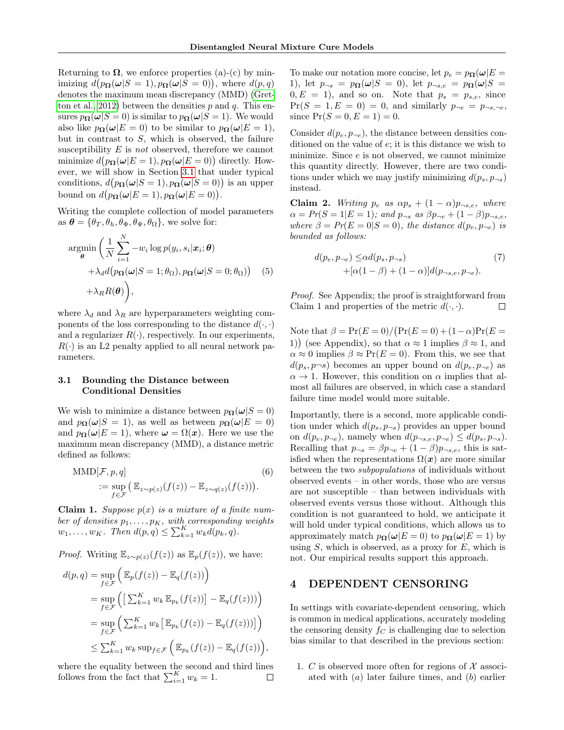Returning to $\mathbf{\Omega}$, we enforce properties (a)-(c) by minimizing $d\big(p_{\mathbf{\Omega}}(\boldsymbol{\omega}|S=1), p_{\mathbf{\Omega}}(\boldsymbol{\omega}|S=0)\big)$, where $d(p,q)$ denotes the maximum mean discrepancy (MMD) (Gretton et al., 2012) between the densities $p$ and $q$. This ensures $p_{\mathbf{\Omega}}(\boldsymbol{\omega}|S=0)$ is similar to $p_{\mathbf{\Omega}}(\boldsymbol{\omega}|S=1)$. We would also like $p_{\mathbf{\Omega}}(\boldsymbol{\omega}|E=0)$ to be similar to $p_{\mathbf{\Omega}}(\boldsymbol{\omega}|E=1)$, but in contrast to $S$, which is observed, the failure susceptibility $E$ is *not* observed, therefore we cannot minimize $d\big(p_{\mathbf{\Omega}}(\boldsymbol{\omega}|E=1), p_{\mathbf{\Omega}}(\boldsymbol{\omega}|E=0)\big)$ directly. However, we will show in Section 3.1 that under typical conditions, $d\big(p_{\mathbf{\Omega}}(\boldsymbol{\omega}|S=1), p_{\mathbf{\Omega}}(\boldsymbol{\omega}|S=0)\big)$ is an upper bound on $d\big(p_{\mathbf{\Omega}}(\boldsymbol{\omega}|E=1), p_{\mathbf{\Omega}}(\boldsymbol{\omega}|E=0)\big)$.

Writing the complete collection of model parameters as $\boldsymbol{\theta} = \{\theta_T, \theta_h, \theta_\Phi, \theta_\Psi, \theta_\Omega\}$, we solve for:

$$
\begin{aligned}
\underset{\boldsymbol{\theta}}{\operatorname{argmin}} \bigg( & \frac{1}{N}\sum_{i=1}^{N} -w_i \log p(y_i, s_i|\boldsymbol{x}_i;\boldsymbol{\theta}) \\
& +\lambda_d d\big(p_{\mathbf{\Omega}}(\boldsymbol{\omega}|S=1;\theta_\Omega), p_{\mathbf{\Omega}}(\boldsymbol{\omega}|S=0;\theta_\Omega)\big) \\
& +\lambda_R R(\boldsymbol{\theta})\bigg),
\end{aligned} \tag{5}
$$

where $\lambda_d$ and $\lambda_R$ are hyperparameters weighting components of the loss corresponding to the distance $d(\cdot,\cdot)$ and a regularizer $R(\cdot)$, respectively. In our experiments, $R(\cdot)$ is an L2 penalty applied to all neural network parameters.

### 3.1 Bounding the Distance between Conditional Densities

We wish to minimize a distance between $p_{\mathbf{\Omega}}(\boldsymbol{\omega}|S=0)$ and $p_{\mathbf{\Omega}}(\boldsymbol{\omega}|S=1)$, as well as between $p_{\mathbf{\Omega}}(\boldsymbol{\omega}|E=0)$ and $p_{\mathbf{\Omega}}(\boldsymbol{\omega}|E=1)$, where $\boldsymbol{\omega} = \Omega(\boldsymbol{x})$. Here we use the maximum mean discrepancy (MMD), a distance metric defined as follows:

$$
\begin{aligned}
&\mathrm{MMD}[\mathcal{F}, p, q] \\
&\quad := \sup_{f\in\mathcal{F}} \big( \mathbb{E}_{z\sim p(z)}(f(z)) - \mathbb{E}_{z\sim q(z)}(f(z))\big).
\end{aligned} \tag{6}
$$

**Claim 1.** *Suppose $p(x)$ is a mixture of a finite number of densities $p_1,\ldots,p_K$, with corresponding weights $w_1,\ldots,w_K$. Then $d(p,q) \le \sum_{k=1}^{K} w_k d(p_k,q)$.*

*Proof.* Writing $\mathbb{E}_{z\sim p(z)}(f(z))$ as $\mathbb{E}_p(f(z))$, we have:

$$
\begin{aligned}
d(p,q) &= \sup_{f\in\mathcal{F}} \Big( \mathbb{E}_p(f(z)) - \mathbb{E}_q(f(z))\Big) \\
&= \sup_{f\in\mathcal{F}} \Big( \big[\textstyle\sum_{k=1}^{K} w_k\, \mathbb{E}_{p_k}(f(z))\big] - \mathbb{E}_q(f(z))\big)\Big) \\
&= \sup_{f\in\mathcal{F}} \Big( \textstyle\sum_{k=1}^{K} w_k \big[\mathbb{E}_{p_k}(f(z)) - \mathbb{E}_q(f(z)))\big]\Big) \\
&\le \textstyle\sum_{k=1}^{K} w_k \sup_{f\in\mathcal{F}} \Big( \mathbb{E}_{p_k}(f(z)) - \mathbb{E}_q(f(z))\Big),
\end{aligned}
$$

where the equality between the second and third lines follows from the fact that $\sum_{i=1}^{K} w_k = 1$. □

To make our notation more concise, let $p_e = p_{\mathbf{\Omega}}(\boldsymbol{\omega}|E=1)$, let $p_{\neg s} = p_{\mathbf{\Omega}}(\boldsymbol{\omega}|S=0)$, let $p_{\neg s,e} = p_{\mathbf{\Omega}}(\boldsymbol{\omega}|S=0, E=1)$, and so on. Note that $p_s = p_{s,e}$, since $\Pr(S=1, E=0) = 0$, and similarly $p_{\neg e} = p_{\neg s,\neg e}$, since $\Pr(S=0, E=1) = 0$.

Consider $d(p_e, p_{\neg e})$, the distance between densities conditioned on the value of $e$; it is this distance we wish to minimize. Since $e$ is not observed, we cannot minimize this quantity directly. However, there are two conditions under which we may justify minimizing $d(p_s, p_{\neg s})$ instead.

**Claim 2.** *Writing $p_e$ as $\alpha p_s + (1-\alpha)p_{\neg s,e}$, where $\alpha = Pr(S=1|E=1)$; and $p_{\neg s}$ as $\beta p_{\neg e} + (1-\beta)p_{\neg s,e}$, where $\beta = Pr(E=0|S=0)$, the distance $d(p_e, p_{\neg e})$ is bounded as follows:*

$$
\begin{aligned}
d(p_e, p_{\neg e}) \le\, &\alpha d(p_s, p_{\neg s}) \\
&+ [\alpha(1-\beta) + (1-\alpha)] d(p_{\neg s,e}, p_{\neg e}).
\end{aligned} \tag{7}
$$

*Proof.* See Appendix; the proof is straightforward from Claim 1 and properties of the metric $d(\cdot,\cdot)$. □

Note that $\beta = \Pr(E=0)/\big(\Pr(E=0) + (1-\alpha)\Pr(E=1)\big)$ (see Appendix), so that $\alpha \approx 1$ implies $\beta \approx 1$, and $\alpha \approx 0$ implies $\beta \approx \Pr(E=0)$. From this, we see that $d(p_s, p\neg s)$ becomes an upper bound on $d(p_e, p_{\neg e})$ as $\alpha \to 1$. However, this condition on $\alpha$ implies that almost all failures are observed, in which case a standard failure time model would more suitable.

Importantly, there is a second, more applicable condition under which $d(p_s, p_{\neg s})$ provides an upper bound on $d(p_e, p_{\neg e})$, namely when $d(p_{\neg s,e}, p_{\neg e}) \le d(p_s, p_{\neg s})$. Recalling that $p_{\neg s} = \beta p_{\neg e} + (1-\beta)p_{\neg s,e}$, this is satisfied when the representations $\Omega(\boldsymbol{x})$ are more similar between the two *subpopulations* of individuals without observed events – in other words, those who are versus are not susceptible – than between individuals with observed events versus those without. Although this condition is not guaranteed to hold, we anticipate it will hold under typical conditions, which allows us to approximately match $p_{\mathbf{\Omega}}(\boldsymbol{\omega}|E=0)$ to $p_{\mathbf{\Omega}}(\boldsymbol{\omega}|E=1)$ by using $S$, which is observed, as a proxy for $E$, which is not. Our empirical results support this approach.

## 4 DEPENDENT CENSORING

In settings with covariate-dependent censoring, which is common in medical applications, accurately modeling the censoring density $f_C$ is challenging due to selection bias similar to that described in the previous section:

1. $C$ is observed more often for regions of $\mathcal{X}$ associated with (*a*) later failure times, and (*b*) earlier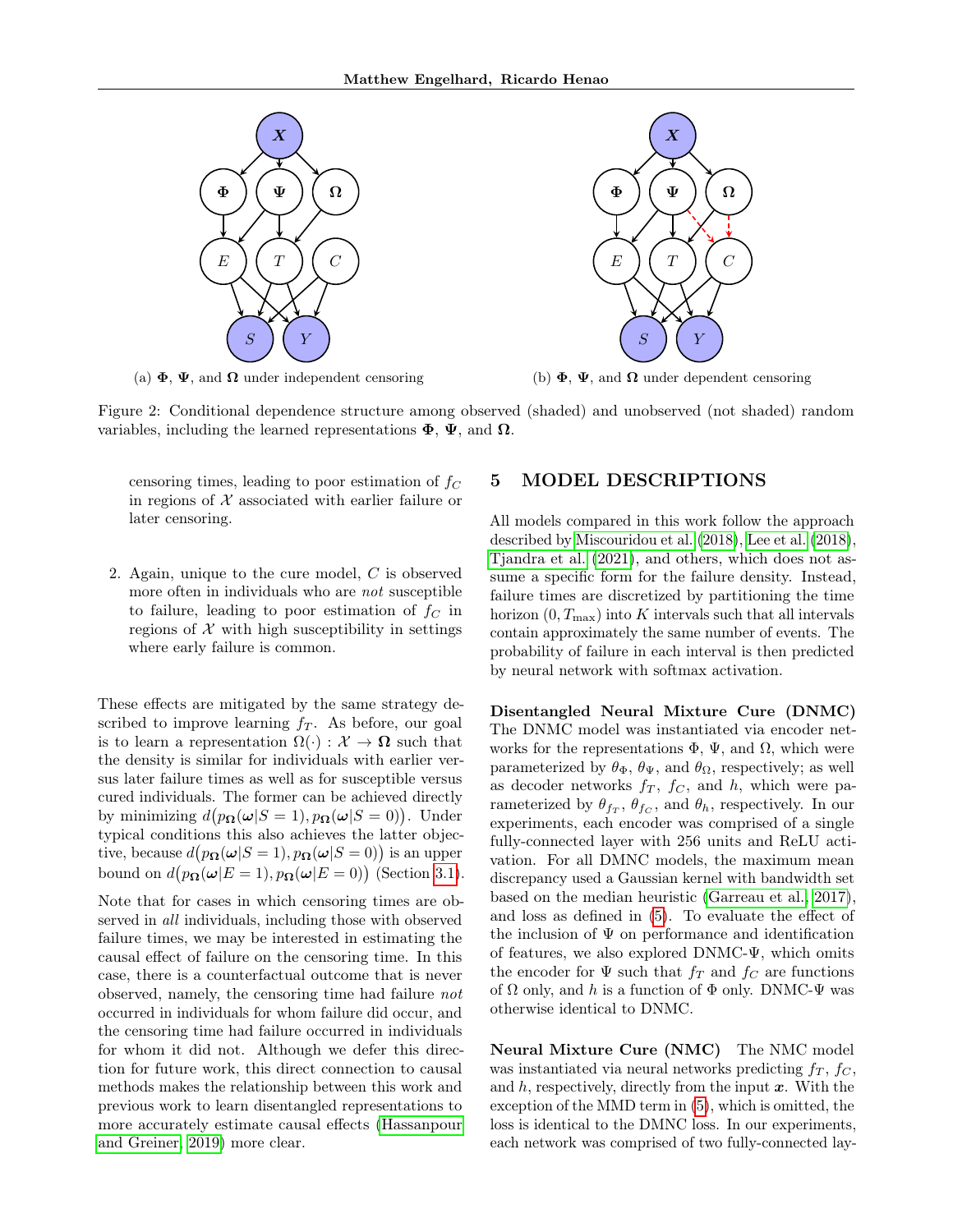(a) $\boldsymbol{\Phi}$, $\boldsymbol{\Psi}$, and $\boldsymbol{\Omega}$ under independent censoring

(b) $\boldsymbol{\Phi}$, $\boldsymbol{\Psi}$, and $\boldsymbol{\Omega}$ under dependent censoring

Figure 2: Conditional dependence structure among observed (shaded) and unobserved (not shaded) random variables, including the learned representations $\boldsymbol{\Phi}$, $\boldsymbol{\Psi}$, and $\boldsymbol{\Omega}$.

censoring times, leading to poor estimation of $f_C$ in regions of $\mathcal{X}$ associated with earlier failure or later censoring.

2. Again, unique to the cure model, $C$ is observed more often in individuals who are *not* susceptible to failure, leading to poor estimation of $f_C$ in regions of $\mathcal{X}$ with high susceptibility in settings where early failure is common.

These effects are mitigated by the same strategy described to improve learning $f_T$. As before, our goal is to learn a representation $\Omega(\cdot) : \mathcal{X} \to \boldsymbol{\Omega}$ such that the density is similar for individuals with earlier versus later failure times as well as for susceptible versus cured individuals. The former can be achieved directly by minimizing $d\big(p_{\boldsymbol{\Omega}}(\boldsymbol{\omega}|S=1), p_{\boldsymbol{\Omega}}(\boldsymbol{\omega}|S=0)\big)$. Under typical conditions this also achieves the latter objective, because $d\big(p_{\boldsymbol{\Omega}}(\boldsymbol{\omega}|S=1), p_{\boldsymbol{\Omega}}(\boldsymbol{\omega}|S=0)\big)$ is an upper bound on $d\big(p_{\boldsymbol{\Omega}}(\boldsymbol{\omega}|E=1), p_{\boldsymbol{\Omega}}(\boldsymbol{\omega}|E=0)\big)$ (Section 3.1).

Note that for cases in which censoring times are observed in *all* individuals, including those with observed failure times, we may be interested in estimating the causal effect of failure on the censoring time. In this case, there is a counterfactual outcome that is never observed, namely, the censoring time had failure *not* occurred in individuals for whom failure did occur, and the censoring time had failure occurred in individuals for whom it did not. Although we defer this direction for future work, this direct connection to causal methods makes the relationship between this work and previous work to learn disentangled representations to more accurately estimate causal effects (Hassanpour and Greiner, 2019) more clear.

# 5 MODEL DESCRIPTIONS

All models compared in this work follow the approach described by Miscouridou et al. (2018), Lee et al. (2018), Tjandra et al. (2021), and others, which does not assume a specific form for the failure density. Instead, failure times are discretized by partitioning the time horizon $(0, T_{\max})$ into $K$ intervals such that all intervals contain approximately the same number of events. The probability of failure in each interval is then predicted by neural network with softmax activation.

**Disentangled Neural Mixture Cure (DNMC)** The DNMC model was instantiated via encoder networks for the representations $\Phi$, $\Psi$, and $\Omega$, which were parameterized by $\theta_\Phi$, $\theta_\Psi$, and $\theta_\Omega$, respectively; as well as decoder networks $f_T$, $f_C$, and $h$, which were parameterized by $\theta_{f_T}$, $\theta_{f_C}$, and $\theta_h$, respectively. In our experiments, each encoder was comprised of a single fully-connected layer with 256 units and ReLU activation. For all DMNC models, the maximum mean discrepancy used a Gaussian kernel with bandwidth set based on the median heuristic (Garreau et al., 2017), and loss as defined in (5). To evaluate the effect of the inclusion of $\Psi$ on performance and identification of features, we also explored DNMC-$\Psi$, which omits the encoder for $\Psi$ such that $f_T$ and $f_C$ are functions of $\Omega$ only, and $h$ is a function of $\Phi$ only. DNMC-$\Psi$ was otherwise identical to DNMC.

**Neural Mixture Cure (NMC)** The NMC model was instantiated via neural networks predicting $f_T$, $f_C$, and $h$, respectively, directly from the input $\boldsymbol{x}$. With the exception of the MMD term in (5), which is omitted, the loss is identical to the DNMC loss. In our experiments, each network was comprised of two fully-connected lay-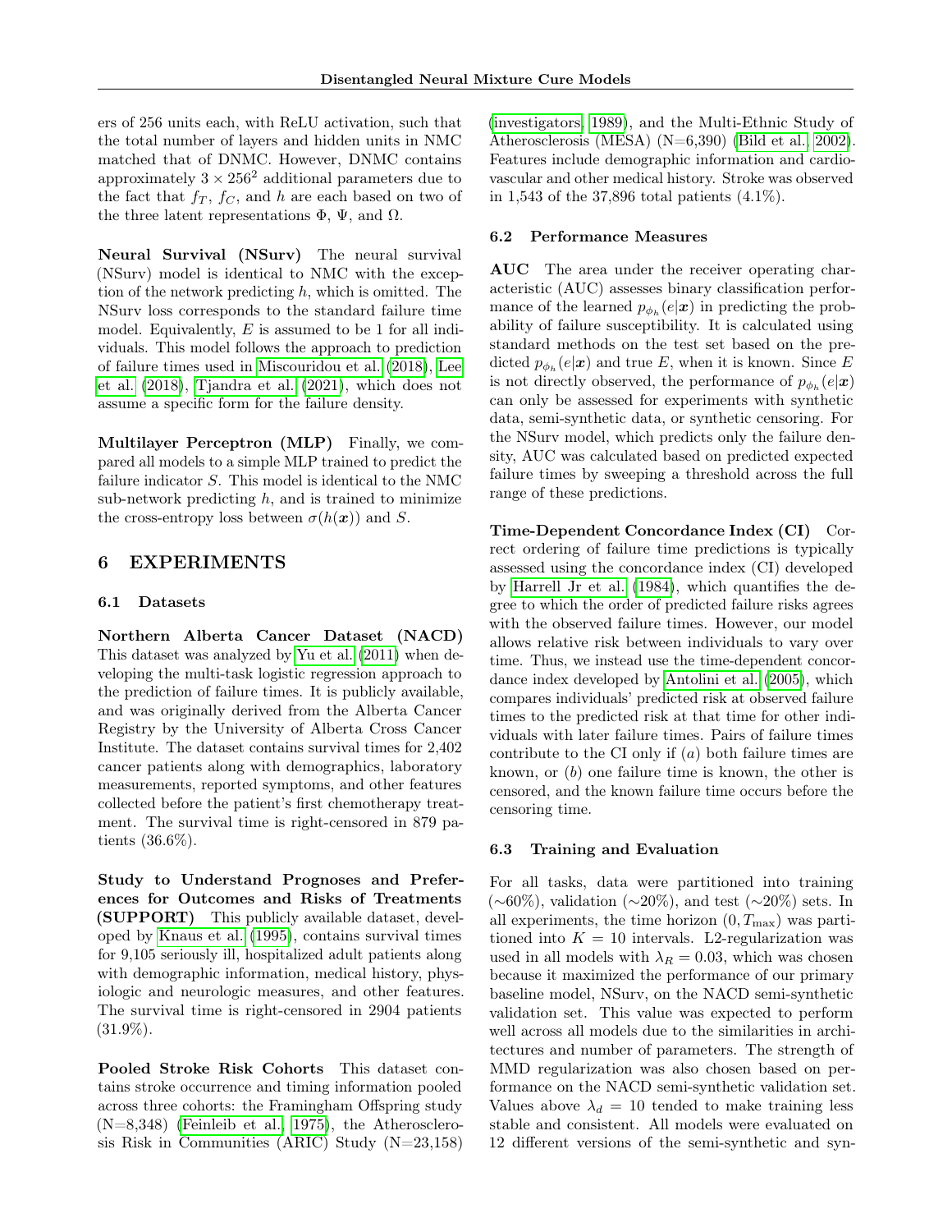ers of 256 units each, with ReLU activation, such that the total number of layers and hidden units in NMC matched that of DNMC. However, DNMC contains approximately $3 \times 256^2$ additional parameters due to the fact that $f_T$, $f_C$, and $h$ are each based on two of the three latent representations $\Phi$, $\Psi$, and $\Omega$.

**Neural Survival (NSurv)** The neural survival (NSurv) model is identical to NMC with the exception of the network predicting $h$, which is omitted. The NSurv loss corresponds to the standard failure time model. Equivalently, $E$ is assumed to be 1 for all individuals. This model follows the approach to prediction of failure times used in Miscouridou et al. (2018), Lee et al. (2018), Tjandra et al. (2021), which does not assume a specific form for the failure density.

**Multilayer Perceptron (MLP)** Finally, we compared all models to a simple MLP trained to predict the failure indicator $S$. This model is identical to the NMC sub-network predicting $h$, and is trained to minimize the cross-entropy loss between $\sigma(h(\boldsymbol{x}))$ and $S$.

# 6 EXPERIMENTS

## 6.1 Datasets

**Northern Alberta Cancer Dataset (NACD)** This dataset was analyzed by Yu et al. (2011) when developing the multi-task logistic regression approach to the prediction of failure times. It is publicly available, and was originally derived from the Alberta Cancer Registry by the University of Alberta Cross Cancer Institute. The dataset contains survival times for 2,402 cancer patients along with demographics, laboratory measurements, reported symptoms, and other features collected before the patient's first chemotherapy treatment. The survival time is right-censored in 879 patients (36.6%).

**Study to Understand Prognoses and Preferences for Outcomes and Risks of Treatments (SUPPORT)** This publicly available dataset, developed by Knaus et al. (1995), contains survival times for 9,105 seriously ill, hospitalized adult patients along with demographic information, medical history, physiologic and neurologic measures, and other features. The survival time is right-censored in 2904 patients (31.9%).

**Pooled Stroke Risk Cohorts** This dataset contains stroke occurrence and timing information pooled across three cohorts: the Framingham Offspring study (N=8,348) (Feinleib et al., 1975), the Atherosclerosis Risk in Communities (ARIC) Study (N=23,158) (investigators, 1989), and the Multi-Ethnic Study of Atherosclerosis (MESA) (N=6,390) (Bild et al., 2002). Features include demographic information and cardiovascular and other medical history. Stroke was observed in 1,543 of the 37,896 total patients (4.1%).

## 6.2 Performance Measures

**AUC** The area under the receiver operating characteristic (AUC) assesses binary classification performance of the learned $p_{\phi_h}(e|\boldsymbol{x})$ in predicting the probability of failure susceptibility. It is calculated using standard methods on the test set based on the predicted $p_{\phi_h}(e|\boldsymbol{x})$ and true $E$, when it is known. Since $E$ is not directly observed, the performance of $p_{\phi_h}(e|\boldsymbol{x})$ can only be assessed for experiments with synthetic data, semi-synthetic data, or synthetic censoring. For the NSurv model, which predicts only the failure density, AUC was calculated based on predicted expected failure times by sweeping a threshold across the full range of these predictions.

**Time-Dependent Concordance Index (CI)** Correct ordering of failure time predictions is typically assessed using the concordance index (CI) developed by Harrell Jr et al. (1984), which quantifies the degree to which the order of predicted failure risks agrees with the observed failure times. However, our model allows relative risk between individuals to vary over time. Thus, we instead use the time-dependent concordance index developed by Antolini et al. (2005), which compares individuals' predicted risk at observed failure times to the predicted risk at that time for other individuals with later failure times. Pairs of failure times contribute to the CI only if $(a)$ both failure times are known, or $(b)$ one failure time is known, the other is censored, and the known failure time occurs before the censoring time.

## 6.3 Training and Evaluation

For all tasks, data were partitioned into training (~60%), validation (~20%), and test (~20%) sets. In all experiments, the time horizon $(0, T_{\max})$ was partitioned into $K = 10$ intervals. L2-regularization was used in all models with $\lambda_R = 0.03$, which was chosen because it maximized the performance of our primary baseline model, NSurv, on the NACD semi-synthetic validation set. This value was expected to perform well across all models due to the similarities in architectures and number of parameters. The strength of MMD regularization was also chosen based on performance on the NACD semi-synthetic validation set. Values above $\lambda_d = 10$ tended to make training less stable and consistent. All models were evaluated on 12 different versions of the semi-synthetic and syn-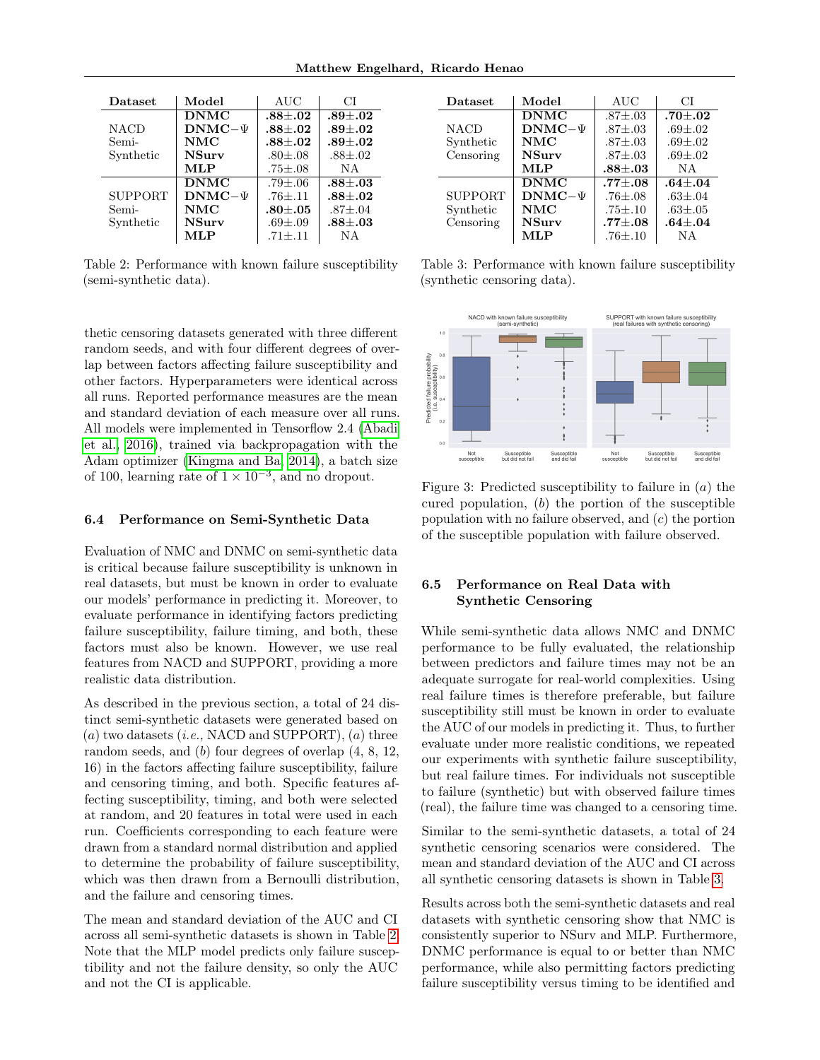| Dataset | Model | AUC | CI |
|---|---|---|---|
| NACD Semi-Synthetic | **DNMC** | **.88±.02** | **.89±.02** |
| | **DNMC−Ψ** | **.88±.02** | **.89±.02** |
| | **NMC** | **.88±.02** | **.89±.02** |
| | **NSurv** | .80±.08 | .88±.02 |
| | **MLP** | .75±.08 | NA |
| SUPPORT Semi-Synthetic | **DNMC** | .79±.06 | **.88±.03** |
| | **DNMC−Ψ** | .76±.11 | **.88±.02** |
| | **NMC** | **.80±.05** | .87±.04 |
| | **NSurv** | .69±.09 | **.88±.03** |
| | **MLP** | .71±.11 | NA |

Table 2: Performance with known failure susceptibility (semi-synthetic data).

| Dataset | Model | AUC | CI |
|---|---|---|---|
| NACD Synthetic Censoring | **DNMC** | .87±.03 | **.70±.02** |
| | **DNMC−Ψ** | .87±.03 | .69±.02 |
| | **NMC** | .87±.03 | .69±.02 |
| | **NSurv** | .87±.03 | .69±.02 |
| | **MLP** | **.88±.03** | NA |
| SUPPORT Synthetic Censoring | **DNMC** | **.77±.08** | **.64±.04** |
| | **DNMC−Ψ** | .76±.08 | .63±.04 |
| | **NMC** | .75±.10 | .63±.05 |
| | **NSurv** | **.77±.08** | **.64±.04** |
| | **MLP** | .76±.10 | NA |

Table 3: Performance with known failure susceptibility (synthetic censoring data).

thetic censoring datasets generated with three different random seeds, and with four different degrees of overlap between factors affecting failure susceptibility and other factors. Hyperparameters were identical across all runs. Reported performance measures are the mean and standard deviation of each measure over all runs. All models were implemented in Tensorflow 2.4 (Abadi et al., 2016), trained via backpropagation with the Adam optimizer (Kingma and Ba, 2014), a batch size of 100, learning rate of $1 \times 10^{-3}$, and no dropout.

### 6.4 Performance on Semi-Synthetic Data

Evaluation of NMC and DNMC on semi-synthetic data is critical because failure susceptibility is unknown in real datasets, but must be known in order to evaluate our models' performance in predicting it. Moreover, to evaluate performance in identifying factors predicting failure susceptibility, failure timing, and both, these factors must also be known. However, we use real features from NACD and SUPPORT, providing a more realistic data distribution.

As described in the previous section, a total of 24 distinct semi-synthetic datasets were generated based on (*a*) two datasets (*i.e.,* NACD and SUPPORT), (*a*) three random seeds, and (*b*) four degrees of overlap (4, 8, 12, 16) in the factors affecting failure susceptibility, failure and censoring timing, and both. Specific features affecting susceptibility, timing, and both were selected at random, and 20 features in total were used in each run. Coefficients corresponding to each feature were drawn from a standard normal distribution and applied to determine the probability of failure susceptibility, which was then drawn from a Bernoulli distribution, and the failure and censoring times.

The mean and standard deviation of the AUC and CI across all semi-synthetic datasets is shown in Table 2. Note that the MLP model predicts only failure susceptibility and not the failure density, so only the AUC and not the CI is applicable.

Figure 3: Predicted susceptibility to failure in (*a*) the cured population, (*b*) the portion of the susceptible population with no failure observed, and (*c*) the portion of the susceptible population with failure observed.

### 6.5 Performance on Real Data with Synthetic Censoring

While semi-synthetic data allows NMC and DNMC performance to be fully evaluated, the relationship between predictors and failure times may not be an adequate surrogate for real-world complexities. Using real failure times is therefore preferable, but failure susceptibility still must be known in order to evaluate the AUC of our models in predicting it. Thus, to further evaluate under more realistic conditions, we repeated our experiments with synthetic failure susceptibility, but real failure times. For individuals not susceptible to failure (synthetic) but with observed failure times (real), the failure time was changed to a censoring time.

Similar to the semi-synthetic datasets, a total of 24 synthetic censoring scenarios were considered. The mean and standard deviation of the AUC and CI across all synthetic censoring datasets is shown in Table 3.

Results across both the semi-synthetic datasets and real datasets with synthetic censoring show that NMC is consistently superior to NSurv and MLP. Furthermore, DNMC performance is equal to or better than NMC performance, while also permitting factors predicting failure susceptibility versus timing to be identified and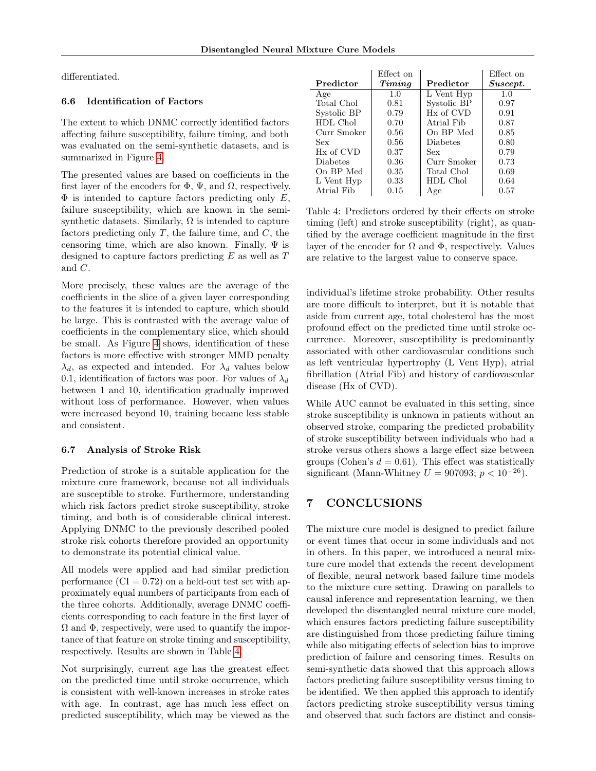differentiated.

### 6.6 Identification of Factors

The extent to which DNMC correctly identified factors affecting failure susceptibility, failure timing, and both was evaluated on the semi-synthetic datasets, and is summarized in Figure 4.

The presented values are based on coefficients in the first layer of the encoders for $\Phi$, $\Psi$, and $\Omega$, respectively. $\Phi$ is intended to capture factors predicting only $E$, failure susceptibility, which are known in the semi-synthetic datasets. Similarly, $\Omega$ is intended to capture factors predicting only $T$, the failure time, and $C$, the censoring time, which are also known. Finally, $\Psi$ is designed to capture factors predicting $E$ as well as $T$ and $C$.

More precisely, these values are the average of the coefficients in the slice of a given layer corresponding to the features it is intended to capture, which should be large. This is contrasted with the average value of coefficients in the complementary slice, which should be small. As Figure 4 shows, identification of these factors is more effective with stronger MMD penalty $\lambda_d$, as expected and intended. For $\lambda_d$ values below 0.1, identification of factors was poor. For values of $\lambda_d$ between 1 and 10, identification gradually improved without loss of performance. However, when values were increased beyond 10, training became less stable and consistent.

### 6.7 Analysis of Stroke Risk

Prediction of stroke is a suitable application for the mixture cure framework, because not all individuals are susceptible to stroke. Furthermore, understanding which risk factors predict stroke susceptibility, stroke timing, and both is of considerable clinical interest. Applying DNMC to the previously described pooled stroke risk cohorts therefore provided an opportunity to demonstrate its potential clinical value.

All models were applied and had similar prediction performance (CI = 0.72) on a held-out test set with approximately equal numbers of participants from each of the three cohorts. Additionally, average DNMC coefficients corresponding to each feature in the first layer of $\Omega$ and $\Phi$, respectively, were used to quantify the importance of that feature on stroke timing and susceptibility, respectively. Results are shown in Table 4.

Not surprisingly, current age has the greatest effect on the predicted time until stroke occurrence, which is consistent with well-known increases in stroke rates with age. In contrast, age has much less effect on predicted susceptibility, which may be viewed as the individual's lifetime stroke probability. Other results are more difficult to interpret, but it is notable that aside from current age, total cholesterol has the most profound effect on the predicted time until stroke occurrence. Moreover, susceptibility is predominantly associated with other cardiovascular conditions such as left ventricular hypertrophy (L Vent Hyp), atrial fibrillation (Atrial Fib) and history of cardiovascular disease (Hx of CVD).

| **Predictor** | Effect on ***Timing*** | **Predictor** | Effect on ***Suscept.*** |
|---|---|---|---|
| Age | 1.0 | L Vent Hyp | 1.0 |
| Total Chol | 0.81 | Systolic BP | 0.97 |
| Systolic BP | 0.79 | Hx of CVD | 0.91 |
| HDL Chol | 0.70 | Atrial Fib | 0.87 |
| Curr Smoker | 0.56 | On BP Med | 0.85 |
| Sex | 0.56 | Diabetes | 0.80 |
| Hx of CVD | 0.37 | Sex | 0.79 |
| Diabetes | 0.36 | Curr Smoker | 0.73 |
| On BP Med | 0.35 | Total Chol | 0.69 |
| L Vent Hyp | 0.33 | HDL Chol | 0.64 |
| Atrial Fib | 0.15 | Age | 0.57 |

Table 4: Predictors ordered by their effects on stroke timing (left) and stroke susceptibility (right), as quantified by the average coefficient magnitude in the first layer of the encoder for $\Omega$ and $\Phi$, respectively. Values are relative to the largest value to conserve space.

While AUC cannot be evaluated in this setting, since stroke susceptibility is unknown in patients without an observed stroke, comparing the predicted probability of stroke susceptibility between individuals who had a stroke versus others shows a large effect size between groups (Cohen's $d = 0.61$). This effect was statistically significant (Mann-Whitney $U = 907093$; $p < 10^{-26}$).

## 7 CONCLUSIONS

The mixture cure model is designed to predict failure or event times that occur in some individuals and not in others. In this paper, we introduced a neural mixture cure model that extends the recent development of flexible, neural network based failure time models to the mixture cure setting. Drawing on parallels to causal inference and representation learning, we then developed the disentangled neural mixture cure model, which ensures factors predicting failure susceptibility are distinguished from those predicting failure timing while also mitigating effects of selection bias to improve prediction of failure and censoring times. Results on semi-synthetic data showed that this approach allows factors predicting failure susceptibility versus timing to be identified. We then applied this approach to identify factors predicting stroke susceptibility versus timing and observed that such factors are distinct and consis-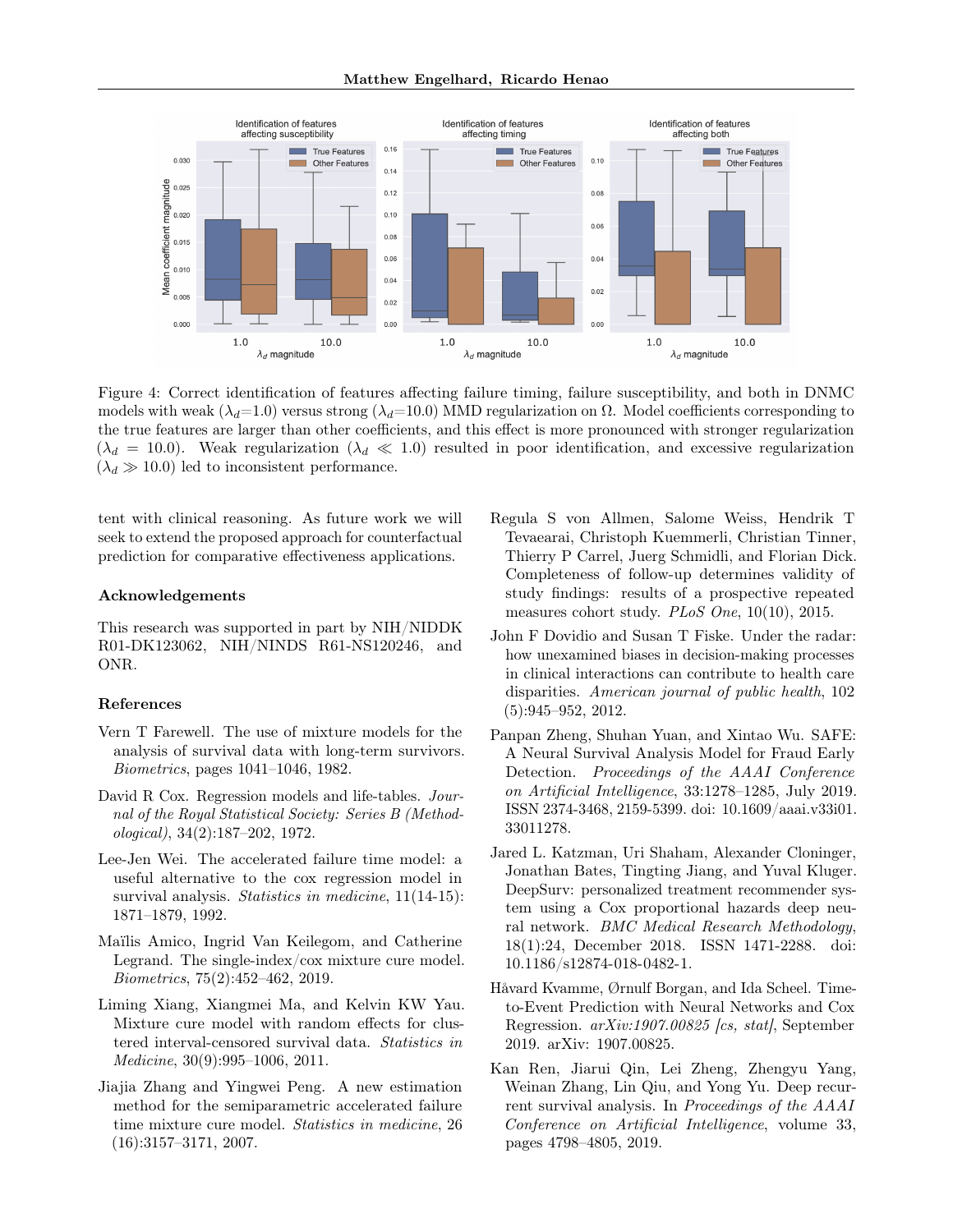Figure 4: Correct identification of features affecting failure timing, failure susceptibility, and both in DNMC models with weak ($\lambda_d$=1.0) versus strong ($\lambda_d$=10.0) MMD regularization on $\Omega$. Model coefficients corresponding to the true features are larger than other coefficients, and this effect is more pronounced with stronger regularization ($\lambda_d = 10.0$). Weak regularization ($\lambda_d \ll 1.0$) resulted in poor identification, and excessive regularization ($\lambda_d \gg 10.0$) led to inconsistent performance.

tent with clinical reasoning. As future work we will seek to extend the proposed approach for counterfactual prediction for comparative effectiveness applications.

### Acknowledgements

This research was supported in part by NIH/NIDDK R01-DK123062, NIH/NINDS R61-NS120246, and ONR.

### References

Vern T Farewell. The use of mixture models for the analysis of survival data with long-term survivors. *Biometrics*, pages 1041–1046, 1982.

David R Cox. Regression models and life-tables. *Journal of the Royal Statistical Society: Series B (Methodological)*, 34(2):187–202, 1972.

Lee-Jen Wei. The accelerated failure time model: a useful alternative to the cox regression model in survival analysis. *Statistics in medicine*, 11(14-15): 1871–1879, 1992.

Maïlis Amico, Ingrid Van Keilegom, and Catherine Legrand. The single-index/cox mixture cure model. *Biometrics*, 75(2):452–462, 2019.

Liming Xiang, Xiangmei Ma, and Kelvin KW Yau. Mixture cure model with random effects for clustered interval-censored survival data. *Statistics in Medicine*, 30(9):995–1006, 2011.

Jiajia Zhang and Yingwei Peng. A new estimation method for the semiparametric accelerated failure time mixture cure model. *Statistics in medicine*, 26 (16):3157–3171, 2007.

Regula S von Allmen, Salome Weiss, Hendrik T Tevaearai, Christoph Kuemmerli, Christian Tinner, Thierry P Carrel, Juerg Schmidli, and Florian Dick. Completeness of follow-up determines validity of study findings: results of a prospective repeated measures cohort study. *PLoS One*, 10(10), 2015.

John F Dovidio and Susan T Fiske. Under the radar: how unexamined biases in decision-making processes in clinical interactions can contribute to health care disparities. *American journal of public health*, 102 (5):945–952, 2012.

Panpan Zheng, Shuhan Yuan, and Xintao Wu. SAFE: A Neural Survival Analysis Model for Fraud Early Detection. *Proceedings of the AAAI Conference on Artificial Intelligence*, 33:1278–1285, July 2019. ISSN 2374-3468, 2159-5399. doi: 10.1609/aaai.v33i01.33011278.

Jared L. Katzman, Uri Shaham, Alexander Cloninger, Jonathan Bates, Tingting Jiang, and Yuval Kluger. DeepSurv: personalized treatment recommender system using a Cox proportional hazards deep neural network. *BMC Medical Research Methodology*, 18(1):24, December 2018. ISSN 1471-2288. doi: 10.1186/s12874-018-0482-1.

Håvard Kvamme, Ørnulf Borgan, and Ida Scheel. Time-to-Event Prediction with Neural Networks and Cox Regression. *arXiv:1907.00825 [cs, stat]*, September 2019. arXiv: 1907.00825.

Kan Ren, Jiarui Qin, Lei Zheng, Zhengyu Yang, Weinan Zhang, Lin Qiu, and Yong Yu. Deep recurrent survival analysis. In *Proceedings of the AAAI Conference on Artificial Intelligence*, volume 33, pages 4798–4805, 2019.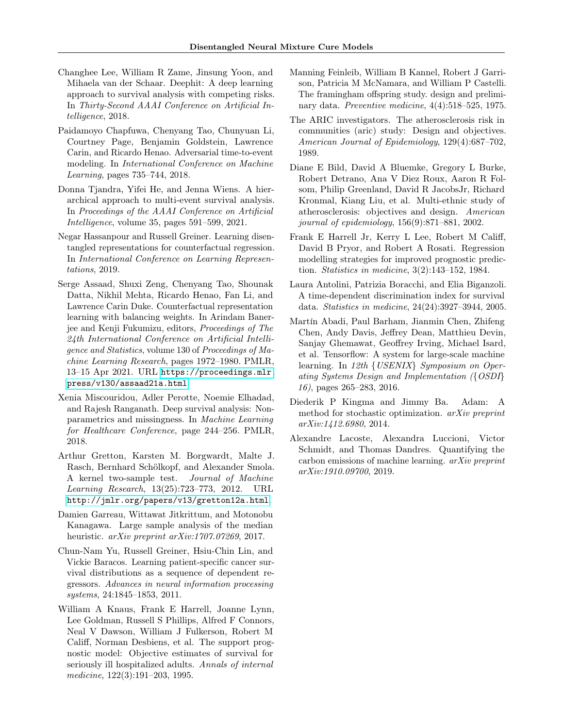Changhee Lee, William R Zame, Jinsung Yoon, and Mihaela van der Schaar. Deephit: A deep learning approach to survival analysis with competing risks. In *Thirty-Second AAAI Conference on Artificial Intelligence*, 2018.

Paidamoyo Chapfuwa, Chenyang Tao, Chunyuan Li, Courtney Page, Benjamin Goldstein, Lawrence Carin, and Ricardo Henao. Adversarial time-to-event modeling. In *International Conference on Machine Learning*, pages 735–744, 2018.

Donna Tjandra, Yifei He, and Jenna Wiens. A hierarchical approach to multi-event survival analysis. In *Proceedings of the AAAI Conference on Artificial Intelligence*, volume 35, pages 591–599, 2021.

Negar Hassanpour and Russell Greiner. Learning disentangled representations for counterfactual regression. In *International Conference on Learning Representations*, 2019.

Serge Assaad, Shuxi Zeng, Chenyang Tao, Shounak Datta, Nikhil Mehta, Ricardo Henao, Fan Li, and Lawrence Carin Duke. Counterfactual representation learning with balancing weights. In Arindam Banerjee and Kenji Fukumizu, editors, *Proceedings of The 24th International Conference on Artificial Intelligence and Statistics*, volume 130 of *Proceedings of Machine Learning Research*, pages 1972–1980. PMLR, 13–15 Apr 2021. URL https://proceedings.mlr.press/v130/assaad21a.html.

Xenia Miscouridou, Adler Perotte, Noemie Elhadad, and Rajesh Ranganath. Deep survival analysis: Nonparametrics and missingness. In *Machine Learning for Healthcare Conference*, page 244–256. PMLR, 2018.

Arthur Gretton, Karsten M. Borgwardt, Malte J. Rasch, Bernhard Schölkopf, and Alexander Smola. A kernel two-sample test. *Journal of Machine Learning Research*, 13(25):723–773, 2012. URL http://jmlr.org/papers/v13/gretton12a.html.

Damien Garreau, Wittawat Jitkrittum, and Motonobu Kanagawa. Large sample analysis of the median heuristic. *arXiv preprint arXiv:1707.07269*, 2017.

Chun-Nam Yu, Russell Greiner, Hsiu-Chin Lin, and Vickie Baracos. Learning patient-specific cancer survival distributions as a sequence of dependent regressors. *Advances in neural information processing systems*, 24:1845–1853, 2011.

William A Knaus, Frank E Harrell, Joanne Lynn, Lee Goldman, Russell S Phillips, Alfred F Connors, Neal V Dawson, William J Fulkerson, Robert M Califf, Norman Desbiens, et al. The support prognostic model: Objective estimates of survival for seriously ill hospitalized adults. *Annals of internal medicine*, 122(3):191–203, 1995.

Manning Feinleib, William B Kannel, Robert J Garrison, Patricia M McNamara, and William P Castelli. The framingham offspring study. design and preliminary data. *Preventive medicine*, 4(4):518–525, 1975.

The ARIC investigators. The atherosclerosis risk in communities (aric) study: Design and objectives. *American Journal of Epidemiology*, 129(4):687–702, 1989.

Diane E Bild, David A Bluemke, Gregory L Burke, Robert Detrano, Ana V Diez Roux, Aaron R Folsom, Philip Greenland, David R JacobsJr, Richard Kronmal, Kiang Liu, et al. Multi-ethnic study of atherosclerosis: objectives and design. *American journal of epidemiology*, 156(9):871–881, 2002.

Frank E Harrell Jr, Kerry L Lee, Robert M Califf, David B Pryor, and Robert A Rosati. Regression modelling strategies for improved prognostic prediction. *Statistics in medicine*, 3(2):143–152, 1984.

Laura Antolini, Patrizia Boracchi, and Elia Biganzoli. A time-dependent discrimination index for survival data. *Statistics in medicine*, 24(24):3927–3944, 2005.

Martín Abadi, Paul Barham, Jianmin Chen, Zhifeng Chen, Andy Davis, Jeffrey Dean, Matthieu Devin, Sanjay Ghemawat, Geoffrey Irving, Michael Isard, et al. Tensorflow: A system for large-scale machine learning. In *12th {USENIX} Symposium on Operating Systems Design and Implementation ({OSDI} 16)*, pages 265–283, 2016.

Diederik P Kingma and Jimmy Ba. Adam: A method for stochastic optimization. *arXiv preprint arXiv:1412.6980*, 2014.

Alexandre Lacoste, Alexandra Luccioni, Victor Schmidt, and Thomas Dandres. Quantifying the carbon emissions of machine learning. *arXiv preprint arXiv:1910.09700*, 2019.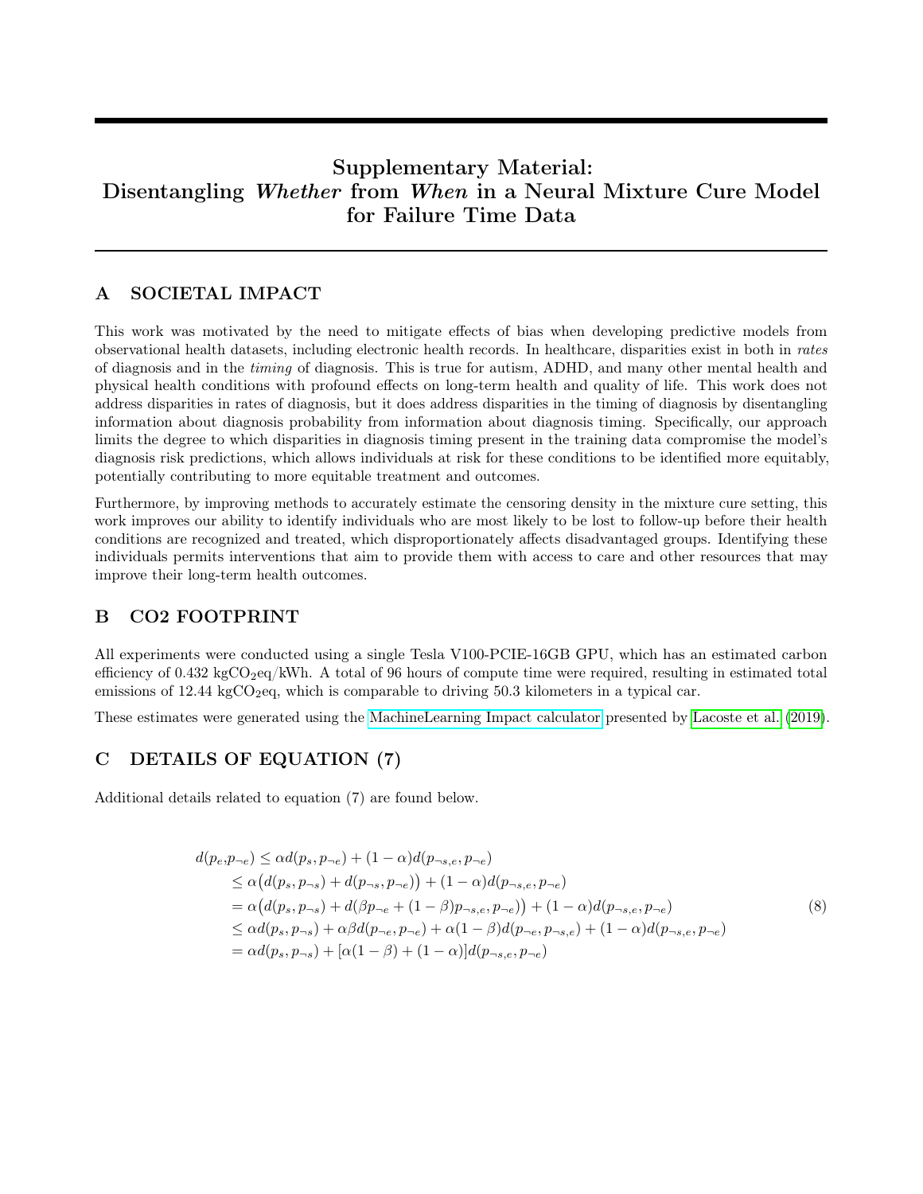# Supplementary Material: Disentangling *Whether* from *When* in a Neural Mixture Cure Model for Failure Time Data

## A SOCIETAL IMPACT

This work was motivated by the need to mitigate effects of bias when developing predictive models from observational health datasets, including electronic health records. In healthcare, disparities exist in both in *rates* of diagnosis and in the *timing* of diagnosis. This is true for autism, ADHD, and many other mental health and physical health conditions with profound effects on long-term health and quality of life. This work does not address disparities in rates of diagnosis, but it does address disparities in the timing of diagnosis by disentangling information about diagnosis probability from information about diagnosis timing. Specifically, our approach limits the degree to which disparities in diagnosis timing present in the training data compromise the model's diagnosis risk predictions, which allows individuals at risk for these conditions to be identified more equitably, potentially contributing to more equitable treatment and outcomes.

Furthermore, by improving methods to accurately estimate the censoring density in the mixture cure setting, this work improves our ability to identify individuals who are most likely to be lost to follow-up before their health conditions are recognized and treated, which disproportionately affects disadvantaged groups. Identifying these individuals permits interventions that aim to provide them with access to care and other resources that may improve their long-term health outcomes.

## B CO2 FOOTPRINT

All experiments were conducted using a single Tesla V100-PCIE-16GB GPU, which has an estimated carbon efficiency of 0.432 $kgCO_2eq/kWh$. A total of 96 hours of compute time were required, resulting in estimated total emissions of 12.44 $kgCO_2eq$, which is comparable to driving 50.3 kilometers in a typical car.

These estimates were generated using the MachineLearning Impact calculator presented by Lacoste et al. (2019).

## C DETAILS OF EQUATION (7)

Additional details related to equation (7) are found below.

$$
\begin{aligned}
d(p_e, p_{\neg e}) &\leq \alpha d(p_s, p_{\neg e}) + (1-\alpha) d(p_{\neg s,e}, p_{\neg e}) \\
&\leq \alpha\big(d(p_s, p_{\neg s}) + d(p_{\neg s}, p_{\neg e})\big) + (1-\alpha) d(p_{\neg s,e}, p_{\neg e}) \\
&= \alpha\big(d(p_s, p_{\neg s}) + d(\beta p_{\neg e} + (1-\beta) p_{\neg s,e}, p_{\neg e})\big) + (1-\alpha) d(p_{\neg s,e}, p_{\neg e}) \\
&\leq \alpha d(p_s, p_{\neg s}) + \alpha\beta d(p_{\neg e}, p_{\neg e}) + \alpha(1-\beta) d(p_{\neg e}, p_{\neg s,e}) + (1-\alpha) d(p_{\neg s,e}, p_{\neg e}) \\
&= \alpha d(p_s, p_{\neg s}) + [\alpha(1-\beta) + (1-\alpha)] d(p_{\neg s,e}, p_{\neg e})
\end{aligned}
\tag{8}
$$